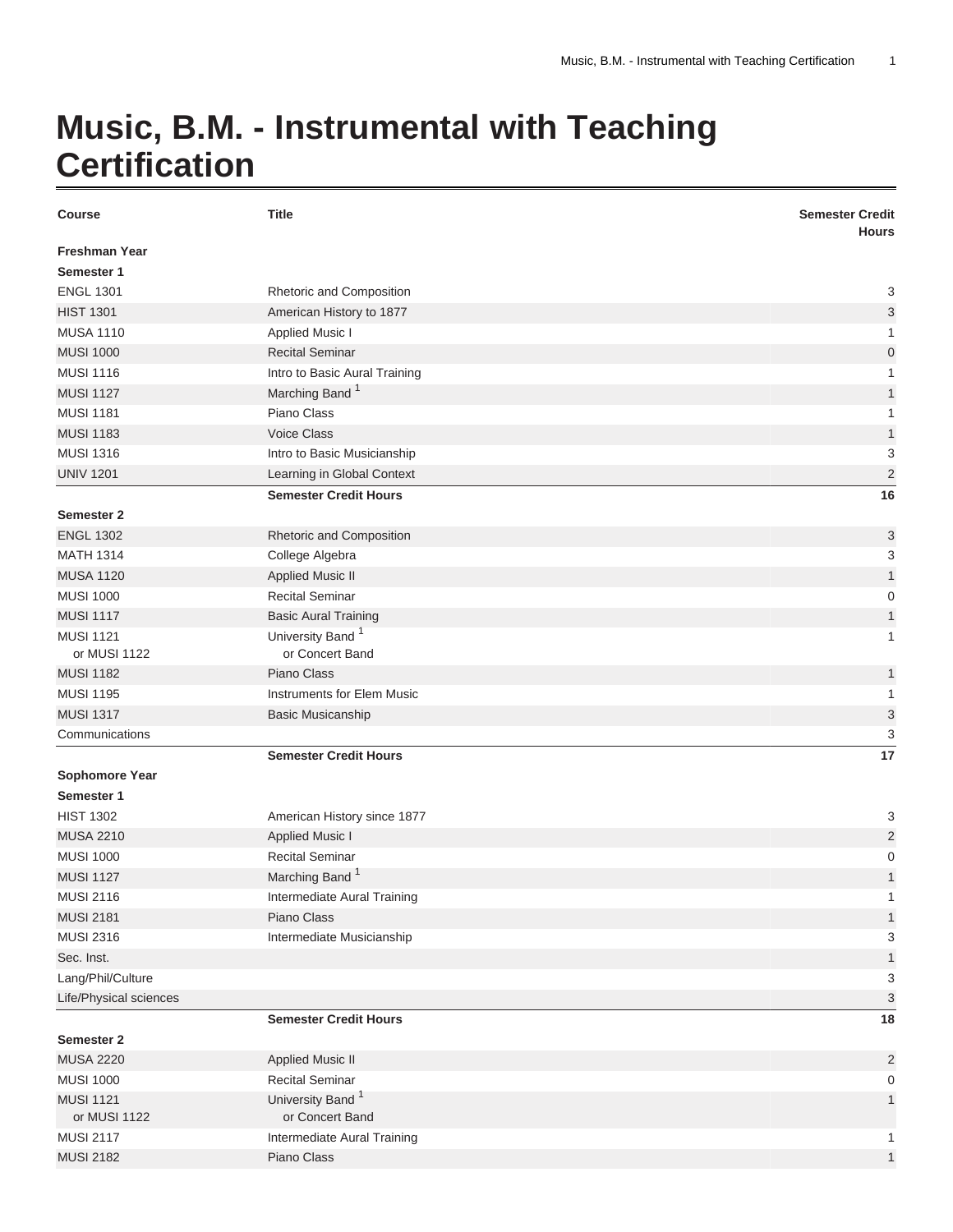# Music, B.M. - Instrumental with Teaching Certification

| Course | Title | Semester Credit Hours |
|---|---|---|
| **Freshman Year** | | |
| **Semester 1** | | |
| ENGL 1301 | Rhetoric and Composition | 3 |
| HIST 1301 | American History to 1877 | 3 |
| MUSA 1110 | Applied Music I | 1 |
| MUSI 1000 | Recital Seminar | 0 |
| MUSI 1116 | Intro to Basic Aural Training | 1 |
| MUSI 1127 | Marching Band [1] | 1 |
| MUSI 1181 | Piano Class | 1 |
| MUSI 1183 | Voice Class | 1 |
| MUSI 1316 | Intro to Basic Musicianship | 3 |
| UNIV 1201 | Learning in Global Context | 2 |
| | **Semester Credit Hours** | **16** |
| **Semester 2** | | |
| ENGL 1302 | Rhetoric and Composition | 3 |
| MATH 1314 | College Algebra | 3 |
| MUSA 1120 | Applied Music II | 1 |
| MUSI 1000 | Recital Seminar | 0 |
| MUSI 1117 | Basic Aural Training | 1 |
| MUSI 1121<br>or MUSI 1122 | University Band [1]<br>or Concert Band | 1 |
| MUSI 1182 | Piano Class | 1 |
| MUSI 1195 | Instruments for Elem Music | 1 |
| MUSI 1317 | Basic Musicanship | 3 |
| Communications | | 3 |
| | **Semester Credit Hours** | **17** |
| **Sophomore Year** | | |
| **Semester 1** | | |
| HIST 1302 | American History since 1877 | 3 |
| MUSA 2210 | Applied Music I | 2 |
| MUSI 1000 | Recital Seminar | 0 |
| MUSI 1127 | Marching Band [1] | 1 |
| MUSI 2116 | Intermediate Aural Training | 1 |
| MUSI 2181 | Piano Class | 1 |
| MUSI 2316 | Intermediate Musicianship | 3 |
| Sec. Inst. | | 1 |
| Lang/Phil/Culture | | 3 |
| Life/Physical sciences | | 3 |
| | **Semester Credit Hours** | **18** |
| **Semester 2** | | |
| MUSA 2220 | Applied Music II | 2 |
| MUSI 1000 | Recital Seminar | 0 |
| MUSI 1121<br>or MUSI 1122 | University Band [1]<br>or Concert Band | 1 |
| MUSI 2117 | Intermediate Aural Training | 1 |
| MUSI 2182 | Piano Class | 1 |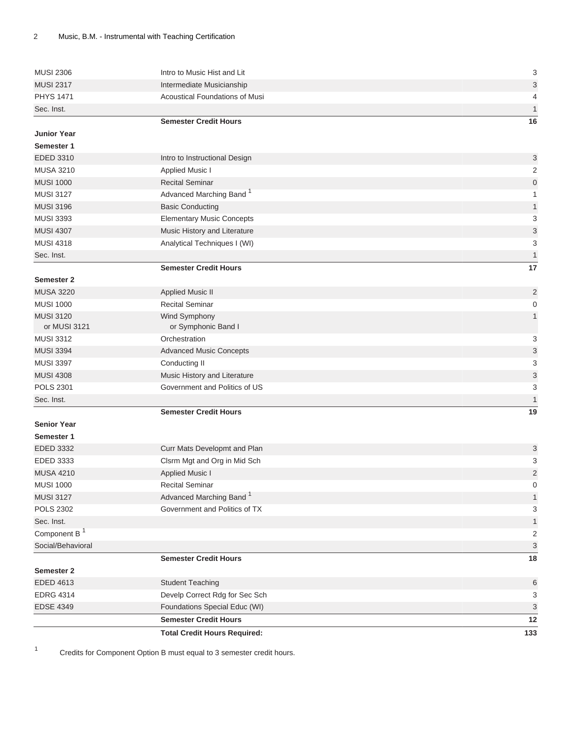| | | |
|---|---|---|
| MUSI 2306 | Intro to Music Hist and Lit | 3 |
| MUSI 2317 | Intermediate Musicianship | 3 |
| PHYS 1471 | Acoustical Foundations of Musi | 4 |
| Sec. Inst. | | 1 |
| | **Semester Credit Hours** | **16** |
| **Junior Year** | | |
| **Semester 1** | | |
| EDED 3310 | Intro to Instructional Design | 3 |
| MUSA 3210 | Applied Music I | 2 |
| MUSI 1000 | Recital Seminar | 0 |
| MUSI 3127 | Advanced Marching Band [1] | 1 |
| MUSI 3196 | Basic Conducting | 1 |
| MUSI 3393 | Elementary Music Concepts | 3 |
| MUSI 4307 | Music History and Literature | 3 |
| MUSI 4318 | Analytical Techniques I (WI) | 3 |
| Sec. Inst. | | 1 |
| | **Semester Credit Hours** | **17** |
| **Semester 2** | | |
| MUSA 3220 | Applied Music II | 2 |
| MUSI 1000 | Recital Seminar | 0 |
| MUSI 3120 or MUSI 3121 | Wind Symphony or Symphonic Band I | 1 |
| MUSI 3312 | Orchestration | 3 |
| MUSI 3394 | Advanced Music Concepts | 3 |
| MUSI 3397 | Conducting II | 3 |
| MUSI 4308 | Music History and Literature | 3 |
| POLS 2301 | Government and Politics of US | 3 |
| Sec. Inst. | | 1 |
| | **Semester Credit Hours** | **19** |
| **Senior Year** | | |
| **Semester 1** | | |
| EDED 3332 | Curr Mats Developmt and Plan | 3 |
| EDED 3333 | Clsrm Mgt and Org in Mid Sch | 3 |
| MUSA 4210 | Applied Music I | 2 |
| MUSI 1000 | Recital Seminar | 0 |
| MUSI 3127 | Advanced Marching Band [1] | 1 |
| POLS 2302 | Government and Politics of TX | 3 |
| Sec. Inst. | | 1 |
| Component B [1] | | 2 |
| Social/Behavioral | | 3 |
| | **Semester Credit Hours** | **18** |
| **Semester 2** | | |
| EDED 4613 | Student Teaching | 6 |
| EDRG 4314 | Develp Correct Rdg for Sec Sch | 3 |
| EDSE 4349 | Foundations Special Educ (WI) | 3 |
| | **Semester Credit Hours** | **12** |
| | **Total Credit Hours Required:** | **133** |

[1] Credits for Component Option B must equal to 3 semester credit hours.